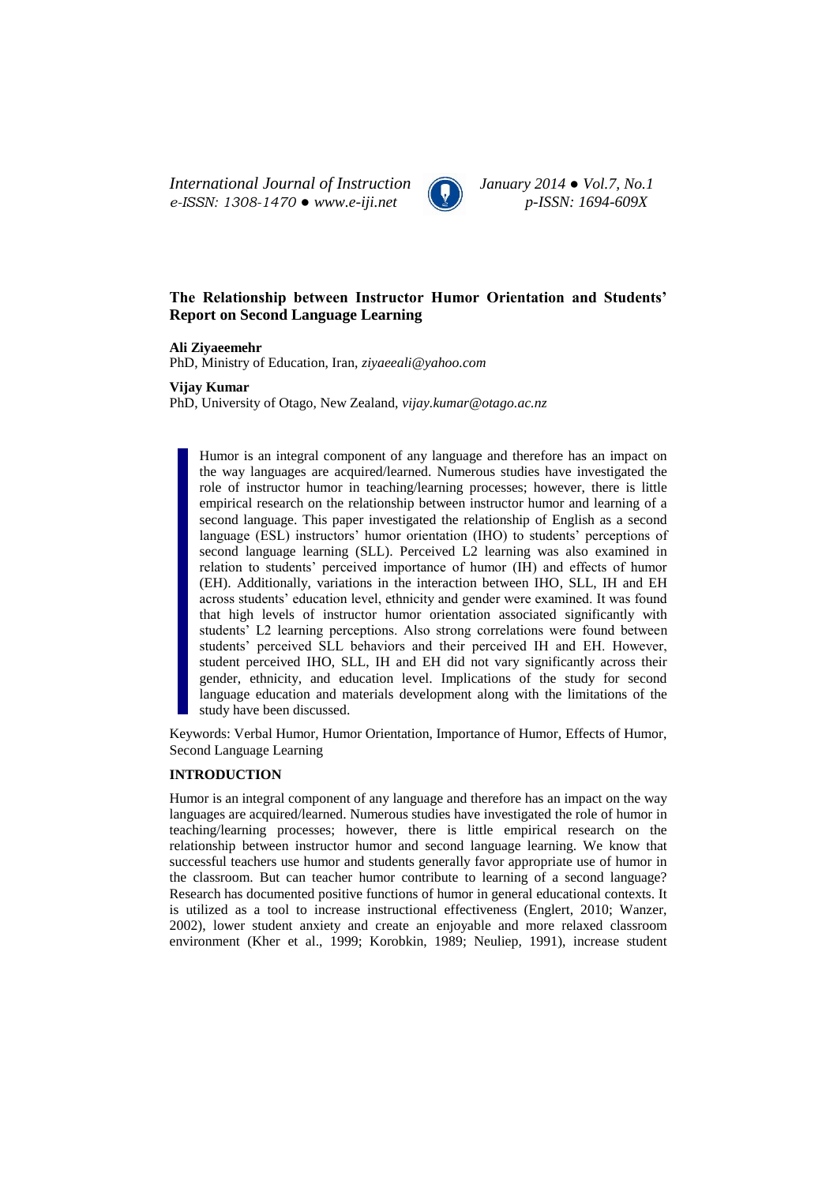# The Relationship between Instructor Humor Orientation and Students' Report on Second Language Learning

**Ali Ziyaeemehr**
PhD, Ministry of Education, Iran, *ziyaeeali@yahoo.com*

**Vijay Kumar**
PhD, University of Otago, New Zealand, *vijay.kumar@otago.ac.nz*

Humor is an integral component of any language and therefore has an impact on the way languages are acquired/learned. Numerous studies have investigated the role of instructor humor in teaching/learning processes; however, there is little empirical research on the relationship between instructor humor and learning of a second language. This paper investigated the relationship of English as a second language (ESL) instructors' humor orientation (IHO) to students' perceptions of second language learning (SLL). Perceived L2 learning was also examined in relation to students' perceived importance of humor (IH) and effects of humor (EH). Additionally, variations in the interaction between IHO, SLL, IH and EH across students' education level, ethnicity and gender were examined. It was found that high levels of instructor humor orientation associated significantly with students' L2 learning perceptions. Also strong correlations were found between students' perceived SLL behaviors and their perceived IH and EH. However, student perceived IHO, SLL, IH and EH did not vary significantly across their gender, ethnicity, and education level. Implications of the study for second language education and materials development along with the limitations of the study have been discussed.

Keywords: Verbal Humor, Humor Orientation, Importance of Humor, Effects of Humor, Second Language Learning

## INTRODUCTION

Humor is an integral component of any language and therefore has an impact on the way languages are acquired/learned. Numerous studies have investigated the role of humor in teaching/learning processes; however, there is little empirical research on the relationship between instructor humor and second language learning. We know that successful teachers use humor and students generally favor appropriate use of humor in the classroom. But can teacher humor contribute to learning of a second language? Research has documented positive functions of humor in general educational contexts. It is utilized as a tool to increase instructional effectiveness (Englert, 2010; Wanzer, 2002), lower student anxiety and create an enjoyable and more relaxed classroom environment (Kher et al., 1999; Korobkin, 1989; Neuliep, 1991), increase student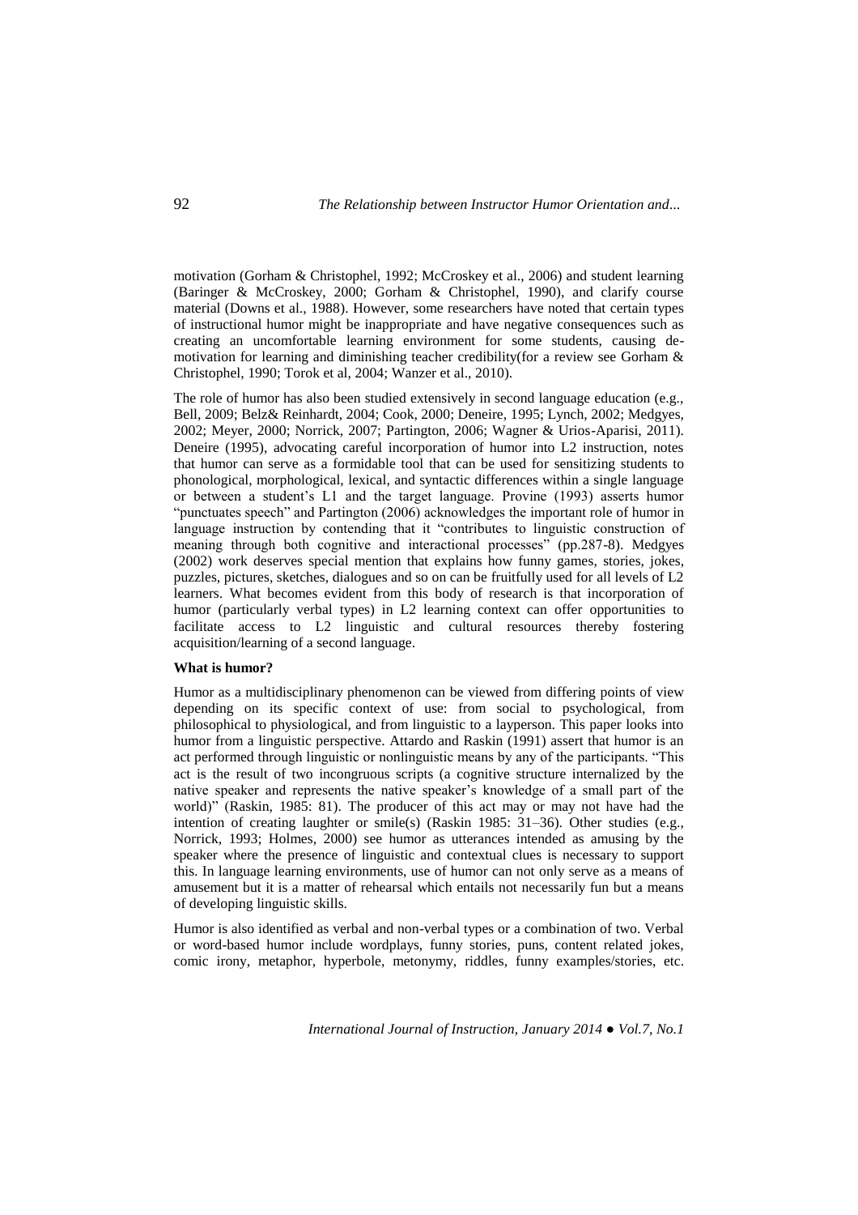motivation (Gorham & Christophel, 1992; McCroskey et al., 2006) and student learning (Baringer & McCroskey, 2000; Gorham & Christophel, 1990), and clarify course material (Downs et al., 1988). However, some researchers have noted that certain types of instructional humor might be inappropriate and have negative consequences such as creating an uncomfortable learning environment for some students, causing de-motivation for learning and diminishing teacher credibility(for a review see Gorham & Christophel, 1990; Torok et al, 2004; Wanzer et al., 2010).

The role of humor has also been studied extensively in second language education (e.g., Bell, 2009; Belz& Reinhardt, 2004; Cook, 2000; Deneire, 1995; Lynch, 2002; Medgyes, 2002; Meyer, 2000; Norrick, 2007; Partington, 2006; Wagner & Urios-Aparisi, 2011). Deneire (1995), advocating careful incorporation of humor into L2 instruction, notes that humor can serve as a formidable tool that can be used for sensitizing students to phonological, morphological, lexical, and syntactic differences within a single language or between a student's L1 and the target language. Provine (1993) asserts humor "punctuates speech" and Partington (2006) acknowledges the important role of humor in language instruction by contending that it "contributes to linguistic construction of meaning through both cognitive and interactional processes" (pp.287-8). Medgyes (2002) work deserves special mention that explains how funny games, stories, jokes, puzzles, pictures, sketches, dialogues and so on can be fruitfully used for all levels of L2 learners. What becomes evident from this body of research is that incorporation of humor (particularly verbal types) in L2 learning context can offer opportunities to facilitate access to L2 linguistic and cultural resources thereby fostering acquisition/learning of a second language.

**What is humor?**

Humor as a multidisciplinary phenomenon can be viewed from differing points of view depending on its specific context of use: from social to psychological, from philosophical to physiological, and from linguistic to a layperson. This paper looks into humor from a linguistic perspective. Attardo and Raskin (1991) assert that humor is an act performed through linguistic or nonlinguistic means by any of the participants. "This act is the result of two incongruous scripts (a cognitive structure internalized by the native speaker and represents the native speaker's knowledge of a small part of the world)" (Raskin, 1985: 81). The producer of this act may or may not have had the intention of creating laughter or smile(s) (Raskin 1985: 31–36). Other studies (e.g., Norrick, 1993; Holmes, 2000) see humor as utterances intended as amusing by the speaker where the presence of linguistic and contextual clues is necessary to support this. In language learning environments, use of humor can not only serve as a means of amusement but it is a matter of rehearsal which entails not necessarily fun but a means of developing linguistic skills.

Humor is also identified as verbal and non-verbal types or a combination of two. Verbal or word-based humor include wordplays, funny stories, puns, content related jokes, comic irony, metaphor, hyperbole, metonymy, riddles, funny examples/stories, etc.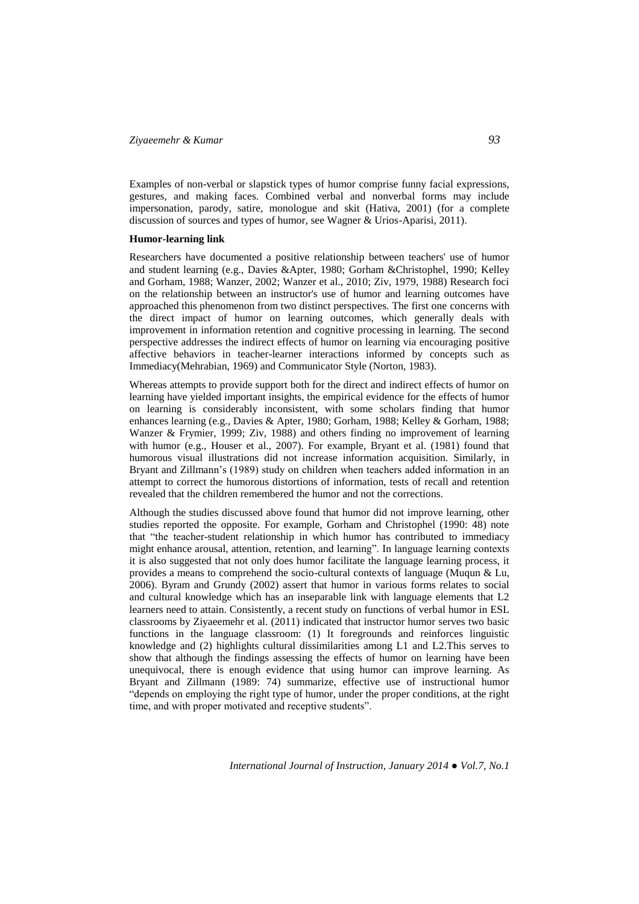Examples of non-verbal or slapstick types of humor comprise funny facial expressions, gestures, and making faces. Combined verbal and nonverbal forms may include impersonation, parody, satire, monologue and skit (Hativa, 2001) (for a complete discussion of sources and types of humor, see Wagner & Urios-Aparisi, 2011).

**Humor-learning link**

Researchers have documented a positive relationship between teachers' use of humor and student learning (e.g., Davies &Apter, 1980; Gorham &Christophel, 1990; Kelley and Gorham, 1988; Wanzer, 2002; Wanzer et al., 2010; Ziv, 1979, 1988) Research foci on the relationship between an instructor's use of humor and learning outcomes have approached this phenomenon from two distinct perspectives. The first one concerns with the direct impact of humor on learning outcomes, which generally deals with improvement in information retention and cognitive processing in learning. The second perspective addresses the indirect effects of humor on learning via encouraging positive affective behaviors in teacher-learner interactions informed by concepts such as Immediacy(Mehrabian, 1969) and Communicator Style (Norton, 1983).

Whereas attempts to provide support both for the direct and indirect effects of humor on learning have yielded important insights, the empirical evidence for the effects of humor on learning is considerably inconsistent, with some scholars finding that humor enhances learning (e.g., Davies & Apter, 1980; Gorham, 1988; Kelley & Gorham, 1988; Wanzer & Frymier, 1999; Ziv, 1988) and others finding no improvement of learning with humor (e.g., Houser et al., 2007). For example, Bryant et al. (1981) found that humorous visual illustrations did not increase information acquisition. Similarly, in Bryant and Zillmann's (1989) study on children when teachers added information in an attempt to correct the humorous distortions of information, tests of recall and retention revealed that the children remembered the humor and not the corrections.

Although the studies discussed above found that humor did not improve learning, other studies reported the opposite. For example, Gorham and Christophel (1990: 48) note that "the teacher-student relationship in which humor has contributed to immediacy might enhance arousal, attention, retention, and learning". In language learning contexts it is also suggested that not only does humor facilitate the language learning process, it provides a means to comprehend the socio-cultural contexts of language (Muqun & Lu, 2006). Byram and Grundy (2002) assert that humor in various forms relates to social and cultural knowledge which has an inseparable link with language elements that L2 learners need to attain. Consistently, a recent study on functions of verbal humor in ESL classrooms by Ziyaeemehr et al. (2011) indicated that instructor humor serves two basic functions in the language classroom: (1) It foregrounds and reinforces linguistic knowledge and (2) highlights cultural dissimilarities among L1 and L2.This serves to show that although the findings assessing the effects of humor on learning have been unequivocal, there is enough evidence that using humor can improve learning. As Bryant and Zillmann (1989: 74) summarize, effective use of instructional humor "depends on employing the right type of humor, under the proper conditions, at the right time, and with proper motivated and receptive students".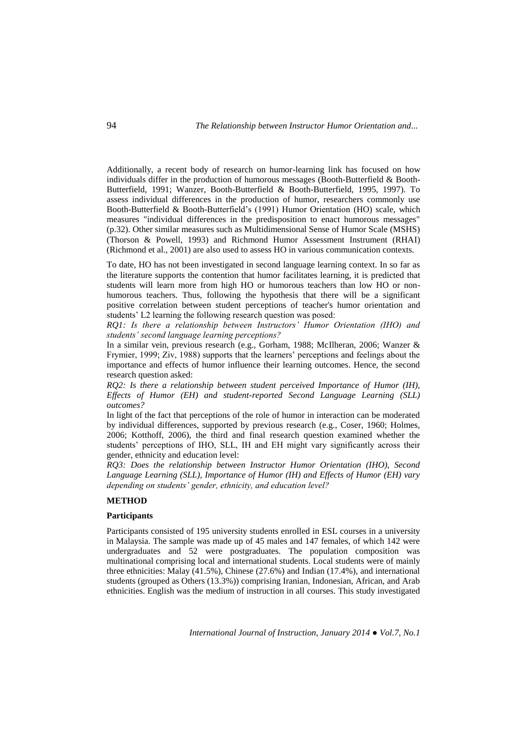Additionally, a recent body of research on humor-learning link has focused on how individuals differ in the production of humorous messages (Booth-Butterfield & Booth-Butterfield, 1991; Wanzer, Booth-Butterfield & Booth-Butterfield, 1995, 1997). To assess individual differences in the production of humor, researchers commonly use Booth-Butterfield & Booth-Butterfield's (1991) Humor Orientation (HO) scale, which measures "individual differences in the predisposition to enact humorous messages" (p.32). Other similar measures such as Multidimensional Sense of Humor Scale (MSHS) (Thorson & Powell, 1993) and Richmond Humor Assessment Instrument (RHAI) (Richmond et al., 2001) are also used to assess HO in various communication contexts.

To date, HO has not been investigated in second language learning context. In so far as the literature supports the contention that humor facilitates learning, it is predicted that students will learn more from high HO or humorous teachers than low HO or non-humorous teachers. Thus, following the hypothesis that there will be a significant positive correlation between student perceptions of teacher's humor orientation and students' L2 learning the following research question was posed:

*RQ1: Is there a relationship between Instructors' Humor Orientation (IHO) and students' second language learning perceptions?*

In a similar vein, previous research (e.g., Gorham, 1988; McIlheran, 2006; Wanzer & Frymier, 1999; Ziv, 1988) supports that the learners' perceptions and feelings about the importance and effects of humor influence their learning outcomes. Hence, the second research question asked:

*RQ2: Is there a relationship between student perceived Importance of Humor (IH), Effects of Humor (EH) and student-reported Second Language Learning (SLL) outcomes?*

In light of the fact that perceptions of the role of humor in interaction can be moderated by individual differences, supported by previous research (e.g., Coser, 1960; Holmes, 2006; Kotthoff, 2006), the third and final research question examined whether the students' perceptions of IHO, SLL, IH and EH might vary significantly across their gender, ethnicity and education level:

*RQ3: Does the relationship between Instructor Humor Orientation (IHO), Second Language Learning (SLL), Importance of Humor (IH) and Effects of Humor (EH) vary depending on students' gender, ethnicity, and education level?*

## METHOD

### Participants

Participants consisted of 195 university students enrolled in ESL courses in a university in Malaysia. The sample was made up of 45 males and 147 females, of which 142 were undergraduates and 52 were postgraduates. The population composition was multinational comprising local and international students. Local students were of mainly three ethnicities: Malay (41.5%), Chinese (27.6%) and Indian (17.4%), and international students (grouped as Others (13.3%)) comprising Iranian, Indonesian, African, and Arab ethnicities. English was the medium of instruction in all courses. This study investigated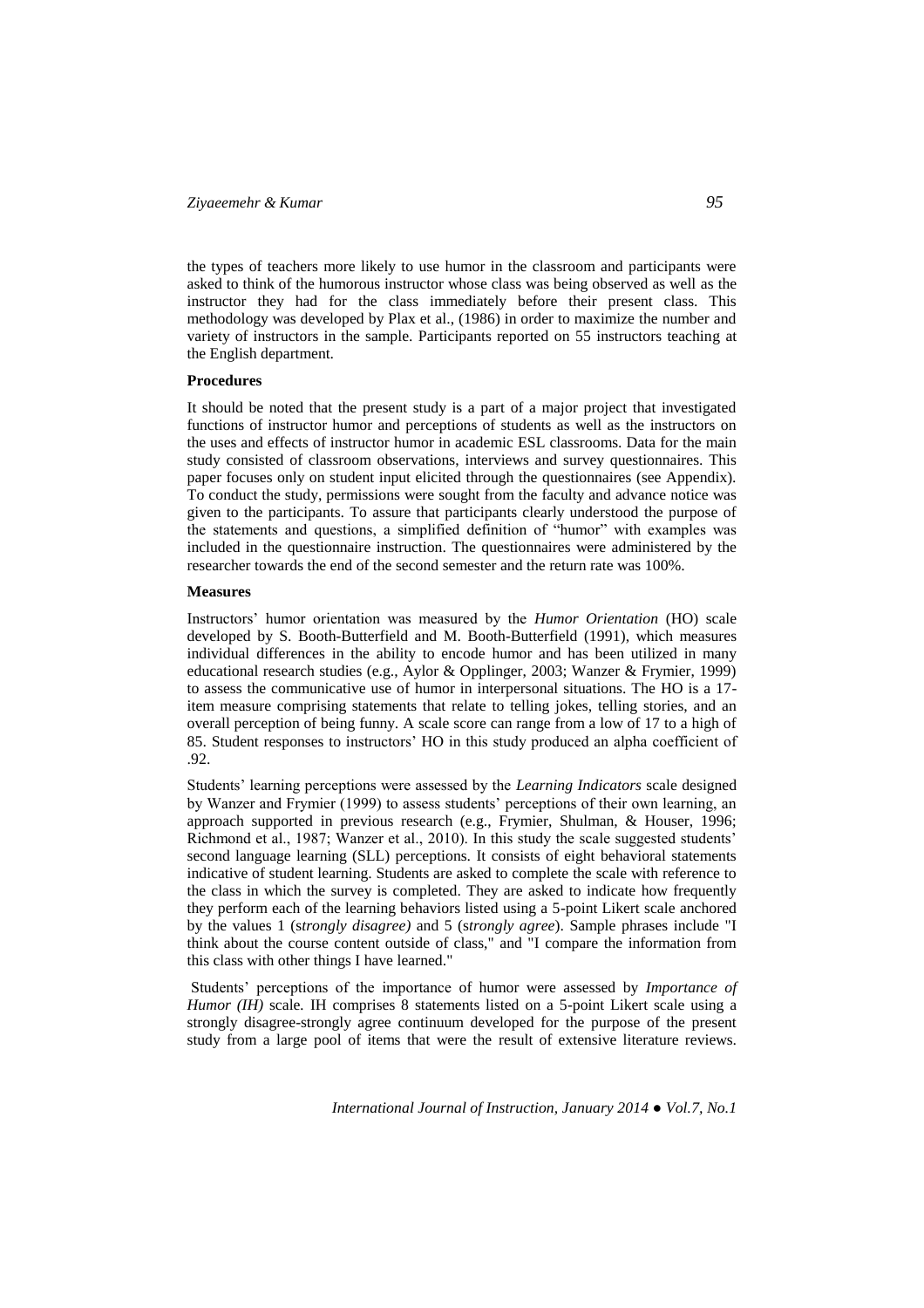the types of teachers more likely to use humor in the classroom and participants were asked to think of the humorous instructor whose class was being observed as well as the instructor they had for the class immediately before their present class. This methodology was developed by Plax et al., (1986) in order to maximize the number and variety of instructors in the sample. Participants reported on 55 instructors teaching at the English department.

**Procedures**

It should be noted that the present study is a part of a major project that investigated functions of instructor humor and perceptions of students as well as the instructors on the uses and effects of instructor humor in academic ESL classrooms. Data for the main study consisted of classroom observations, interviews and survey questionnaires. This paper focuses only on student input elicited through the questionnaires (see Appendix). To conduct the study, permissions were sought from the faculty and advance notice was given to the participants. To assure that participants clearly understood the purpose of the statements and questions, a simplified definition of "humor" with examples was included in the questionnaire instruction. The questionnaires were administered by the researcher towards the end of the second semester and the return rate was 100%.

**Measures**

Instructors' humor orientation was measured by the *Humor Orientation* (HO) scale developed by S. Booth-Butterfield and M. Booth-Butterfield (1991), which measures individual differences in the ability to encode humor and has been utilized in many educational research studies (e.g., Aylor & Opplinger, 2003; Wanzer & Frymier, 1999) to assess the communicative use of humor in interpersonal situations. The HO is a 17-item measure comprising statements that relate to telling jokes, telling stories, and an overall perception of being funny. A scale score can range from a low of 17 to a high of 85. Student responses to instructors' HO in this study produced an alpha coefficient of .92.

Students' learning perceptions were assessed by the *Learning Indicators* scale designed by Wanzer and Frymier (1999) to assess students' perceptions of their own learning, an approach supported in previous research (e.g., Frymier, Shulman, & Houser, 1996; Richmond et al., 1987; Wanzer et al., 2010). In this study the scale suggested students' second language learning (SLL) perceptions. It consists of eight behavioral statements indicative of student learning. Students are asked to complete the scale with reference to the class in which the survey is completed. They are asked to indicate how frequently they perform each of the learning behaviors listed using a 5-point Likert scale anchored by the values 1 (*strongly disagree)* and 5 (*strongly agree*). Sample phrases include "I think about the course content outside of class," and "I compare the information from this class with other things I have learned."

Students' perceptions of the importance of humor were assessed by *Importance of Humor (IH)* scale. IH comprises 8 statements listed on a 5-point Likert scale using a strongly disagree-strongly agree continuum developed for the purpose of the present study from a large pool of items that were the result of extensive literature reviews.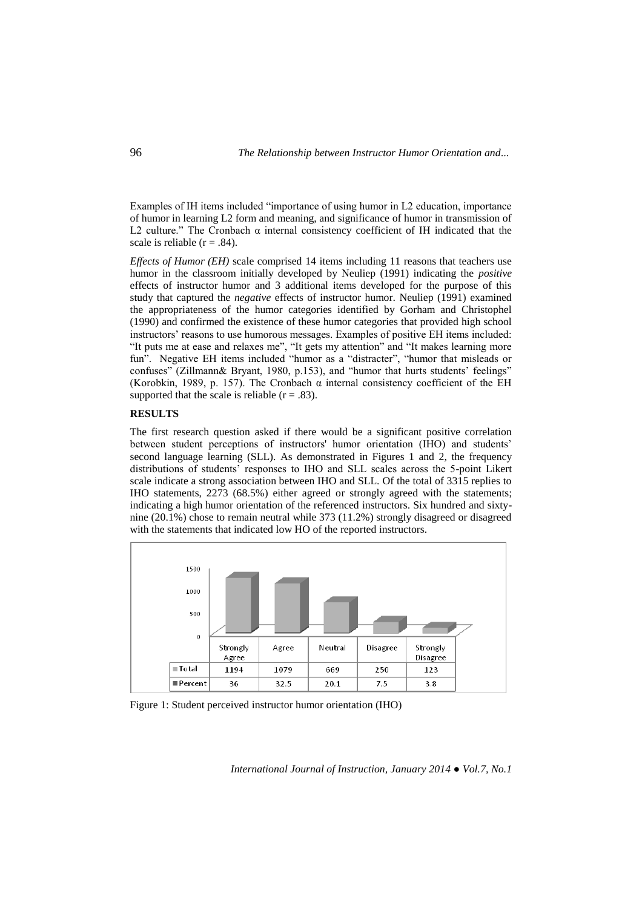Examples of IH items included "importance of using humor in L2 education, importance of humor in learning L2 form and meaning, and significance of humor in transmission of L2 culture." The Cronbach α internal consistency coefficient of IH indicated that the scale is reliable ($r = .84$).

*Effects of Humor (EH)* scale comprised 14 items including 11 reasons that teachers use humor in the classroom initially developed by Neuliep (1991) indicating the *positive* effects of instructor humor and 3 additional items developed for the purpose of this study that captured the *negative* effects of instructor humor. Neuliep (1991) examined the appropriateness of the humor categories identified by Gorham and Christophel (1990) and confirmed the existence of these humor categories that provided high school instructors' reasons to use humorous messages. Examples of positive EH items included: "It puts me at ease and relaxes me", "It gets my attention" and "It makes learning more fun". Negative EH items included "humor as a "distracter", "humor that misleads or confuses" (Zillmann& Bryant, 1980, p.153), and "humor that hurts students' feelings" (Korobkin, 1989, p. 157). The Cronbach α internal consistency coefficient of the EH supported that the scale is reliable ($r = .83$).

## RESULTS

The first research question asked if there would be a significant positive correlation between student perceptions of instructors' humor orientation (IHO) and students' second language learning (SLL). As demonstrated in Figures 1 and 2, the frequency distributions of students' responses to IHO and SLL scales across the 5-point Likert scale indicate a strong association between IHO and SLL. Of the total of 3315 replies to IHO statements, 2273 (68.5%) either agreed or strongly agreed with the statements; indicating a high humor orientation of the referenced instructors. Six hundred and sixty-nine (20.1%) chose to remain neutral while 373 (11.2%) strongly disagreed or disagreed with the statements that indicated low HO of the reported instructors.

| | Strongly Agree | Agree | Neutral | Disagree | Strongly Disagree |
|---|---|---|---|---|---|
| Total | 1194 | 1079 | 669 | 250 | 123 |
| Percent | 36 | 32.5 | 20.1 | 7.5 | 3.8 |

Figure 1: Student perceived instructor humor orientation (IHO)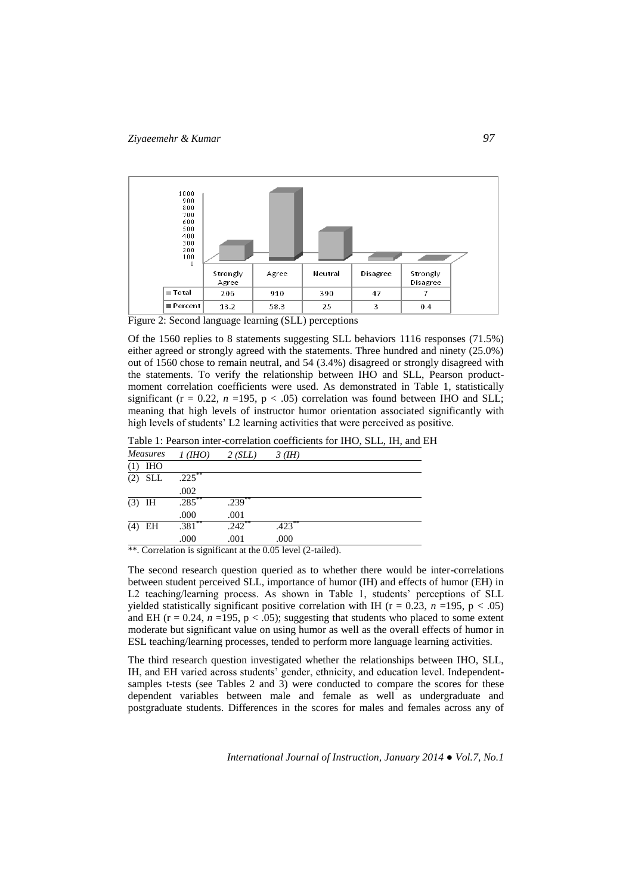| | Strongly Agree | Agree | Neutral | Disagree | Strongly Disagree |
|---|---|---|---|---|---|
| Total | 206 | 910 | 390 | 47 | 7 |
| Percent | 13.2 | 58.3 | 25 | 3 | 0.4 |

Figure 2: Second language learning (SLL) perceptions

Of the 1560 replies to 8 statements suggesting SLL behaviors 1116 responses (71.5%) either agreed or strongly agreed with the statements. Three hundred and ninety (25.0%) out of 1560 chose to remain neutral, and 54 (3.4%) disagreed or strongly disagreed with the statements. To verify the relationship between IHO and SLL, Pearson product-moment correlation coefficients were used. As demonstrated in Table 1, statistically significant ($r = 0.22$, $n = 195$, $p < .05$) correlation was found between IHO and SLL; meaning that high levels of instructor humor orientation associated significantly with high levels of students' L2 learning activities that were perceived as positive.

Table 1: Pearson inter-correlation coefficients for IHO, SLL, IH, and EH

| *Measures* | *1 (IHO)* | *2 (SLL)* | *3 (IH)* |
|---|---|---|---|
| (1) IHO | | | |
| (2) SLL | .225** | | |
| | .002 | | |
| (3) IH | .285** | .239** | |
| | .000 | .001 | |
| (4) EH | .381** | .242** | .423** |
| | .000 | .001 | .000 |

**. Correlation is significant at the 0.05 level (2-tailed).

The second research question queried as to whether there would be inter-correlations between student perceived SLL, importance of humor (IH) and effects of humor (EH) in L2 teaching/learning process. As shown in Table 1, students' perceptions of SLL yielded statistically significant positive correlation with IH ($r = 0.23$, $n = 195$, $p < .05$) and EH ($r = 0.24$, $n = 195$, $p < .05$); suggesting that students who placed to some extent moderate but significant value on using humor as well as the overall effects of humor in ESL teaching/learning processes, tended to perform more language learning activities.

The third research question investigated whether the relationships between IHO, SLL, IH, and EH varied across students' gender, ethnicity, and education level. Independent-samples t-tests (see Tables 2 and 3) were conducted to compare the scores for these dependent variables between male and female as well as undergraduate and postgraduate students. Differences in the scores for males and females across any of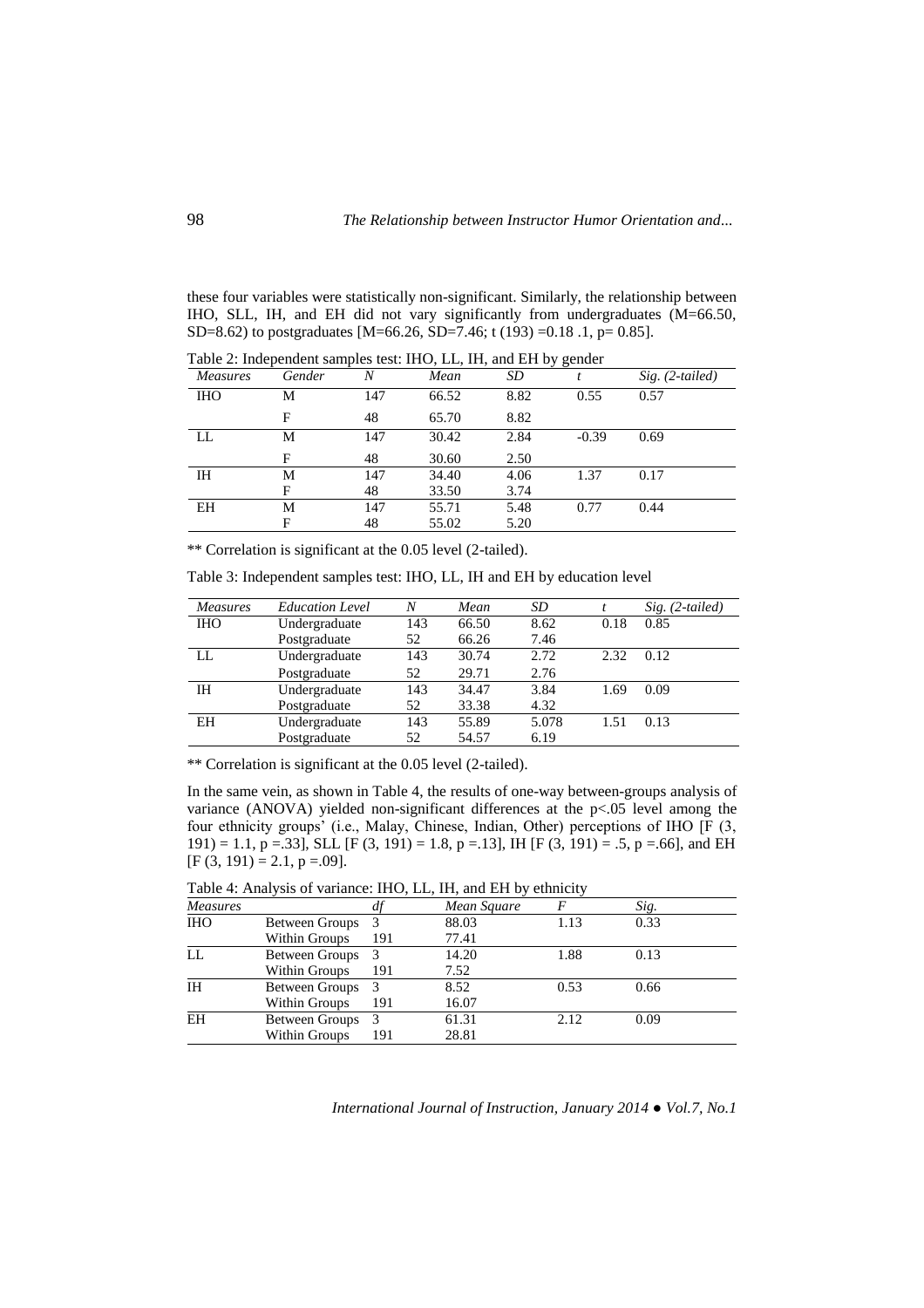these four variables were statistically non-significant. Similarly, the relationship between IHO, SLL, IH, and EH did not vary significantly from undergraduates (M=66.50, SD=8.62) to postgraduates [M=66.26, SD=7.46; t (193) =0.18 .1, p= 0.85].

Table 2: Independent samples test: IHO, LL, IH, and EH by gender

| *Measures* | *Gender* | *N* | *Mean* | *SD* | *t* | *Sig. (2-tailed)* |
|---|---|---|---|---|---|---|
| IHO | M | 147 | 66.52 | 8.82 | 0.55 | 0.57 |
| | F | 48 | 65.70 | 8.82 | | |
| LL | M | 147 | 30.42 | 2.84 | -0.39 | 0.69 |
| | F | 48 | 30.60 | 2.50 | | |
| IH | M | 147 | 34.40 | 4.06 | 1.37 | 0.17 |
| | F | 48 | 33.50 | 3.74 | | |
| EH | M | 147 | 55.71 | 5.48 | 0.77 | 0.44 |
| | F | 48 | 55.02 | 5.20 | | |

** Correlation is significant at the 0.05 level (2-tailed).

Table 3: Independent samples test: IHO, LL, IH and EH by education level

| *Measures* | *Education Level* | *N* | *Mean* | *SD* | *t* | *Sig. (2-tailed)* |
|---|---|---|---|---|---|---|
| IHO | Undergraduate | 143 | 66.50 | 8.62 | 0.18 | 0.85 |
| | Postgraduate | 52 | 66.26 | 7.46 | | |
| LL | Undergraduate | 143 | 30.74 | 2.72 | 2.32 | 0.12 |
| | Postgraduate | 52 | 29.71 | 2.76 | | |
| IH | Undergraduate | 143 | 34.47 | 3.84 | 1.69 | 0.09 |
| | Postgraduate | 52 | 33.38 | 4.32 | | |
| EH | Undergraduate | 143 | 55.89 | 5.078 | 1.51 | 0.13 |
| | Postgraduate | 52 | 54.57 | 6.19 | | |

** Correlation is significant at the 0.05 level (2-tailed).

In the same vein, as shown in Table 4, the results of one-way between-groups analysis of variance (ANOVA) yielded non-significant differences at the p<.05 level among the four ethnicity groups' (i.e., Malay, Chinese, Indian, Other) perceptions of IHO [F (3, 191) = 1.1, p =.33], SLL [F (3, 191) = 1.8, p =.13], IH [F (3, 191) = .5, p =.66], and EH [F (3, 191) = 2.1, p =.09].

Table 4: Analysis of variance: IHO, LL, IH, and EH by ethnicity

| *Measures* | | *df* | *Mean Square* | *F* | *Sig.* |
|---|---|---|---|---|---|
| IHO | Between Groups | 3 | 88.03 | 1.13 | 0.33 |
| | Within Groups | 191 | 77.41 | | |
| LL | Between Groups | 3 | 14.20 | 1.88 | 0.13 |
| | Within Groups | 191 | 7.52 | | |
| IH | Between Groups | 3 | 8.52 | 0.53 | 0.66 |
| | Within Groups | 191 | 16.07 | | |
| EH | Between Groups | 3 | 61.31 | 2.12 | 0.09 |
| | Within Groups | 191 | 28.81 | | |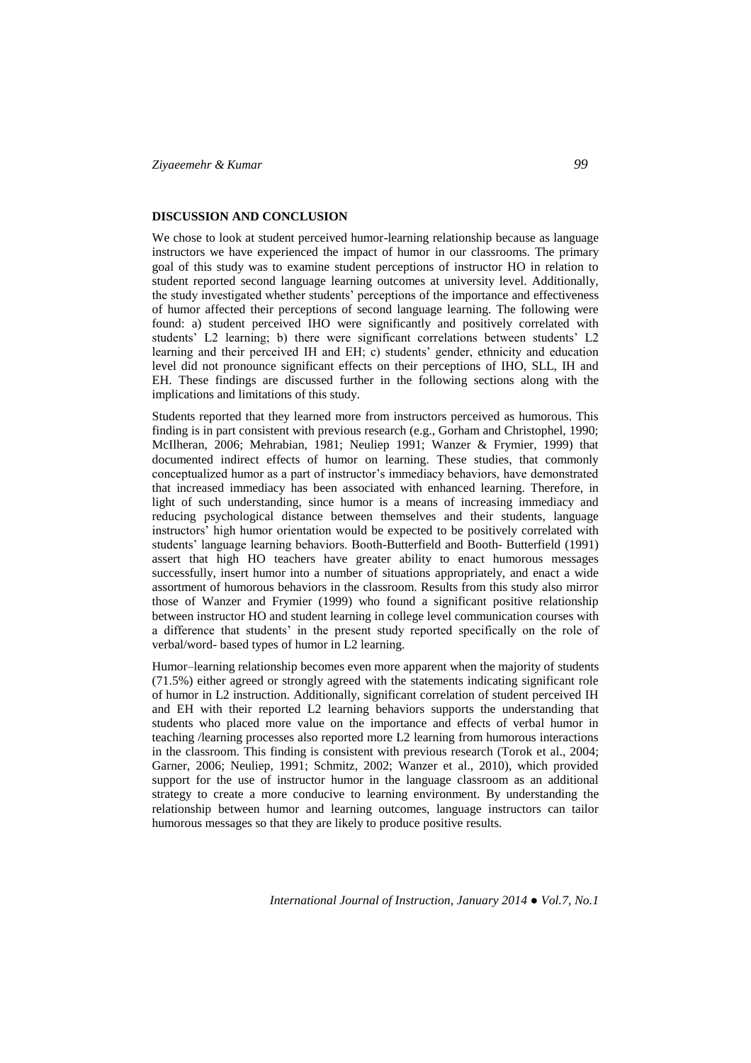## DISCUSSION AND CONCLUSION

We chose to look at student perceived humor-learning relationship because as language instructors we have experienced the impact of humor in our classrooms. The primary goal of this study was to examine student perceptions of instructor HO in relation to student reported second language learning outcomes at university level. Additionally, the study investigated whether students' perceptions of the importance and effectiveness of humor affected their perceptions of second language learning. The following were found: a) student perceived IHO were significantly and positively correlated with students' L2 learning; b) there were significant correlations between students' L2 learning and their perceived IH and EH; c) students' gender, ethnicity and education level did not pronounce significant effects on their perceptions of IHO, SLL, IH and EH. These findings are discussed further in the following sections along with the implications and limitations of this study.

Students reported that they learned more from instructors perceived as humorous. This finding is in part consistent with previous research (e.g., Gorham and Christophel, 1990; McIlheran, 2006; Mehrabian, 1981; Neuliep 1991; Wanzer & Frymier, 1999) that documented indirect effects of humor on learning. These studies, that commonly conceptualized humor as a part of instructor's immediacy behaviors, have demonstrated that increased immediacy has been associated with enhanced learning. Therefore, in light of such understanding, since humor is a means of increasing immediacy and reducing psychological distance between themselves and their students, language instructors' high humor orientation would be expected to be positively correlated with students' language learning behaviors. Booth-Butterfield and Booth- Butterfield (1991) assert that high HO teachers have greater ability to enact humorous messages successfully, insert humor into a number of situations appropriately, and enact a wide assortment of humorous behaviors in the classroom. Results from this study also mirror those of Wanzer and Frymier (1999) who found a significant positive relationship between instructor HO and student learning in college level communication courses with a difference that students' in the present study reported specifically on the role of verbal/word- based types of humor in L2 learning.

Humor–learning relationship becomes even more apparent when the majority of students (71.5%) either agreed or strongly agreed with the statements indicating significant role of humor in L2 instruction. Additionally, significant correlation of student perceived IH and EH with their reported L2 learning behaviors supports the understanding that students who placed more value on the importance and effects of verbal humor in teaching /learning processes also reported more L2 learning from humorous interactions in the classroom. This finding is consistent with previous research (Torok et al., 2004; Garner, 2006; Neuliep, 1991; Schmitz, 2002; Wanzer et al., 2010), which provided support for the use of instructor humor in the language classroom as an additional strategy to create a more conducive to learning environment. By understanding the relationship between humor and learning outcomes, language instructors can tailor humorous messages so that they are likely to produce positive results.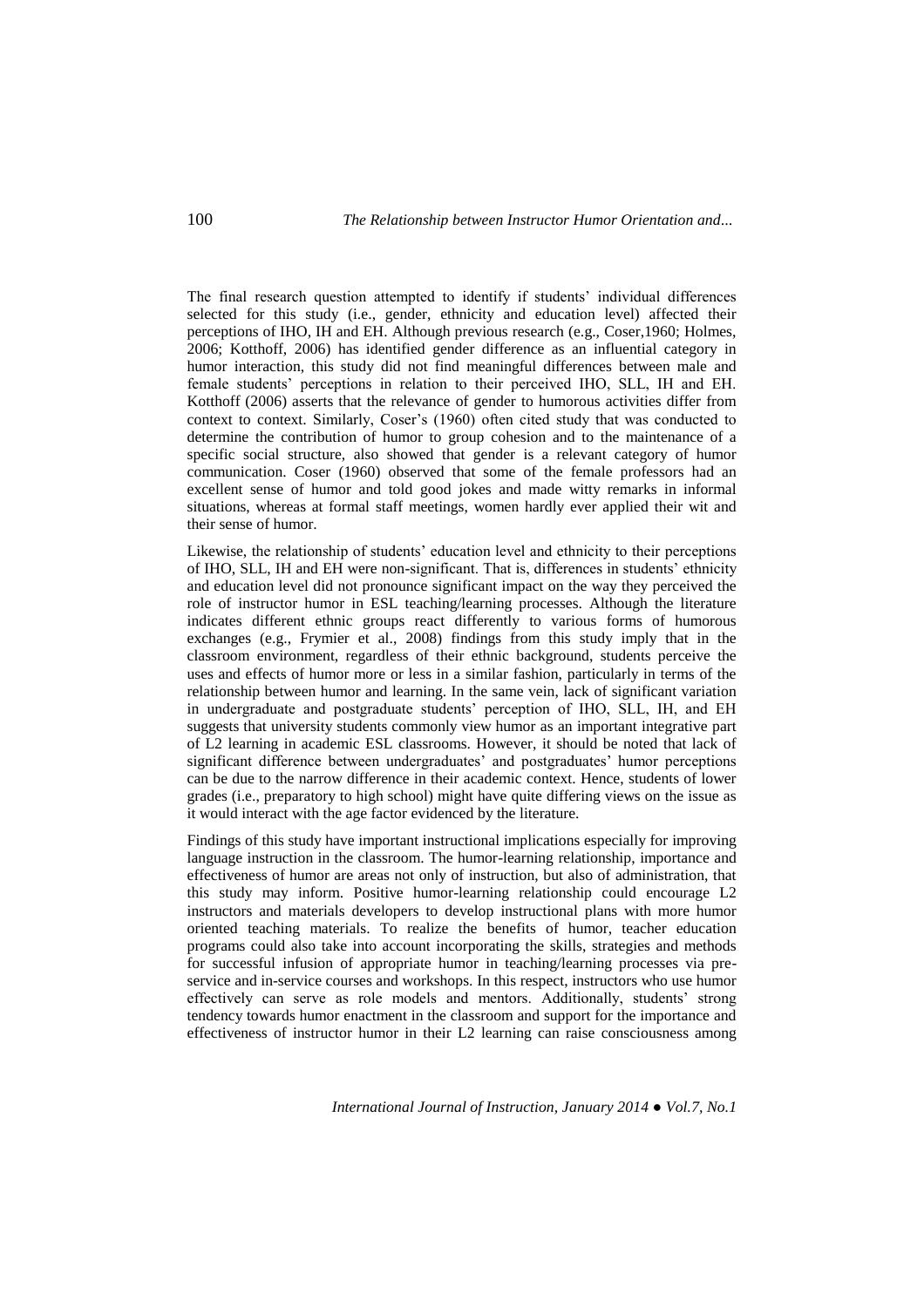The final research question attempted to identify if students' individual differences selected for this study (i.e., gender, ethnicity and education level) affected their perceptions of IHO, IH and EH. Although previous research (e.g., Coser,1960; Holmes, 2006; Kotthoff, 2006) has identified gender difference as an influential category in humor interaction, this study did not find meaningful differences between male and female students' perceptions in relation to their perceived IHO, SLL, IH and EH. Kotthoff (2006) asserts that the relevance of gender to humorous activities differ from context to context. Similarly, Coser's (1960) often cited study that was conducted to determine the contribution of humor to group cohesion and to the maintenance of a specific social structure, also showed that gender is a relevant category of humor communication. Coser (1960) observed that some of the female professors had an excellent sense of humor and told good jokes and made witty remarks in informal situations, whereas at formal staff meetings, women hardly ever applied their wit and their sense of humor.

Likewise, the relationship of students' education level and ethnicity to their perceptions of IHO, SLL, IH and EH were non-significant. That is, differences in students' ethnicity and education level did not pronounce significant impact on the way they perceived the role of instructor humor in ESL teaching/learning processes. Although the literature indicates different ethnic groups react differently to various forms of humorous exchanges (e.g., Frymier et al., 2008) findings from this study imply that in the classroom environment, regardless of their ethnic background, students perceive the uses and effects of humor more or less in a similar fashion, particularly in terms of the relationship between humor and learning. In the same vein, lack of significant variation in undergraduate and postgraduate students' perception of IHO, SLL, IH, and EH suggests that university students commonly view humor as an important integrative part of L2 learning in academic ESL classrooms. However, it should be noted that lack of significant difference between undergraduates' and postgraduates' humor perceptions can be due to the narrow difference in their academic context. Hence, students of lower grades (i.e., preparatory to high school) might have quite differing views on the issue as it would interact with the age factor evidenced by the literature.

Findings of this study have important instructional implications especially for improving language instruction in the classroom. The humor-learning relationship, importance and effectiveness of humor are areas not only of instruction, but also of administration, that this study may inform. Positive humor-learning relationship could encourage L2 instructors and materials developers to develop instructional plans with more humor oriented teaching materials. To realize the benefits of humor, teacher education programs could also take into account incorporating the skills, strategies and methods for successful infusion of appropriate humor in teaching/learning processes via pre-service and in-service courses and workshops. In this respect, instructors who use humor effectively can serve as role models and mentors. Additionally, students' strong tendency towards humor enactment in the classroom and support for the importance and effectiveness of instructor humor in their L2 learning can raise consciousness among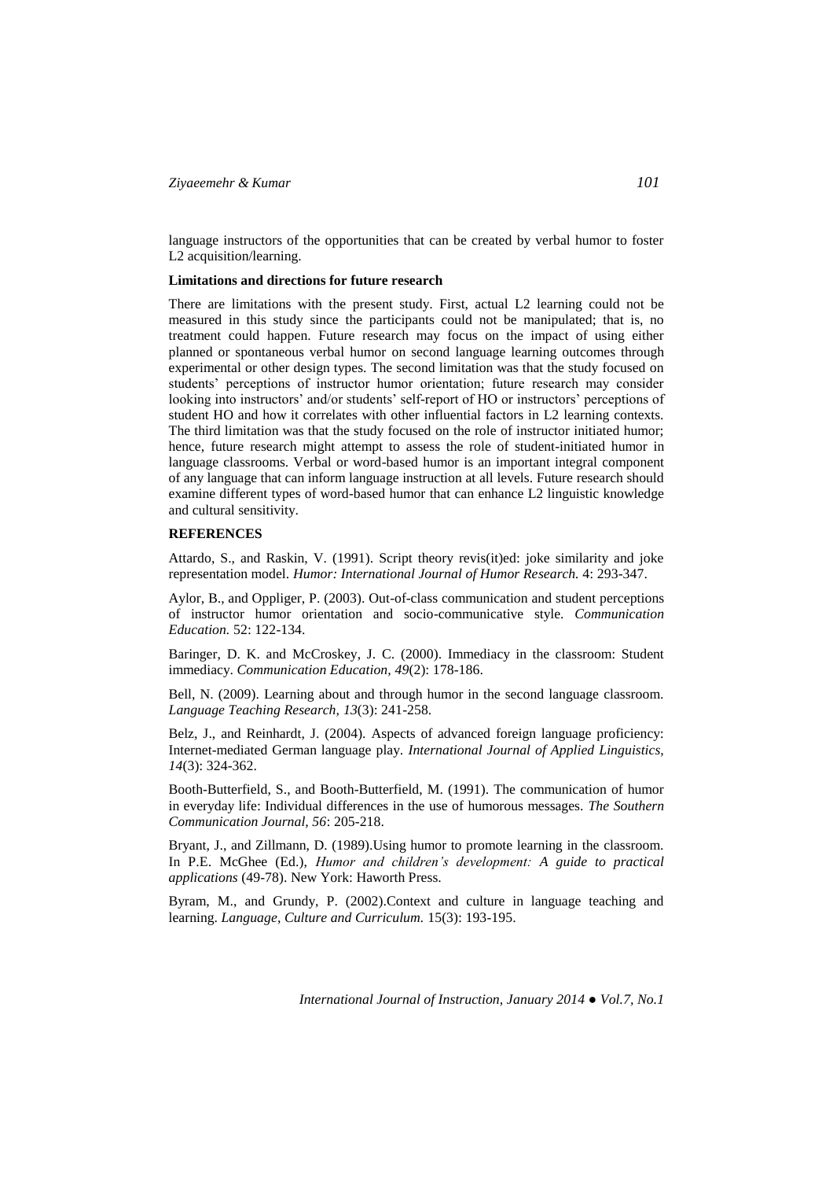language instructors of the opportunities that can be created by verbal humor to foster L2 acquisition/learning.

**Limitations and directions for future research**

There are limitations with the present study. First, actual L2 learning could not be measured in this study since the participants could not be manipulated; that is, no treatment could happen. Future research may focus on the impact of using either planned or spontaneous verbal humor on second language learning outcomes through experimental or other design types. The second limitation was that the study focused on students' perceptions of instructor humor orientation; future research may consider looking into instructors' and/or students' self-report of HO or instructors' perceptions of student HO and how it correlates with other influential factors in L2 learning contexts. The third limitation was that the study focused on the role of instructor initiated humor; hence, future research might attempt to assess the role of student-initiated humor in language classrooms. Verbal or word-based humor is an important integral component of any language that can inform language instruction at all levels. Future research should examine different types of word-based humor that can enhance L2 linguistic knowledge and cultural sensitivity.

**REFERENCES**

Attardo, S., and Raskin, V. (1991). Script theory revis(it)ed: joke similarity and joke representation model. *Humor: International Journal of Humor Research.* 4: 293-347.

Aylor, B., and Oppliger, P. (2003). Out-of-class communication and student perceptions of instructor humor orientation and socio-communicative style. *Communication Education.* 52: 122-134.

Baringer, D. K. and McCroskey, J. C. (2000). Immediacy in the classroom: Student immediacy. *Communication Education, 49*(2): 178-186.

Bell, N. (2009). Learning about and through humor in the second language classroom. *Language Teaching Research, 13*(3): 241-258.

Belz, J., and Reinhardt, J. (2004). Aspects of advanced foreign language proficiency: Internet-mediated German language play. *International Journal of Applied Linguistics, 14*(3): 324-362.

Booth-Butterfield, S., and Booth-Butterfield, M. (1991). The communication of humor in everyday life: Individual differences in the use of humorous messages. *The Southern Communication Journal, 56*: 205-218.

Bryant, J., and Zillmann, D. (1989).Using humor to promote learning in the classroom. In P.E. McGhee (Ed.), *Humor and children's development: A guide to practical applications* (49-78). New York: Haworth Press.

Byram, M., and Grundy, P. (2002).Context and culture in language teaching and learning. *Language, Culture and Curriculum.* 15(3): 193-195.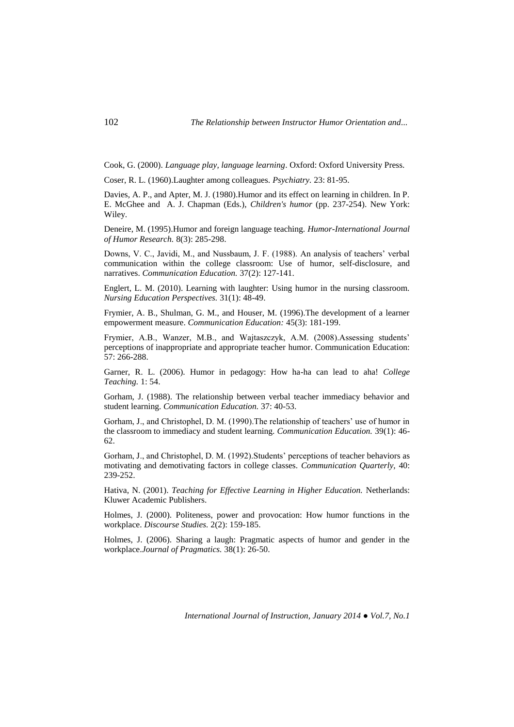Cook, G. (2000). *Language play, language learning*. Oxford: Oxford University Press.

Coser, R. L. (1960).Laughter among colleagues. *Psychiatry.* 23: 81-95.

Davies, A. P., and Apter, M. J. (1980).Humor and its effect on learning in children. In P. E. McGhee and A. J. Chapman (Eds.), *Children's humor* (pp. 237-254). New York: Wiley.

Deneire, M. (1995).Humor and foreign language teaching. *Humor-International Journal of Humor Research.* 8(3): 285-298.

Downs, V. C., Javidi, M., and Nussbaum, J. F. (1988). An analysis of teachers' verbal communication within the college classroom: Use of humor, self-disclosure, and narratives. *Communication Education.* 37(2): 127-141.

Englert, L. M. (2010). Learning with laughter: Using humor in the nursing classroom. *Nursing Education Perspectives.* 31(1): 48-49.

Frymier, A. B., Shulman, G. M., and Houser, M. (1996).The development of a learner empowerment measure. *Communication Education:* 45(3): 181-199.

Frymier, A.B., Wanzer, M.B., and Wajtaszczyk, A.M. (2008).Assessing students' perceptions of inappropriate and appropriate teacher humor. Communication Education: 57: 266-288.

Garner, R. L. (2006). Humor in pedagogy: How ha-ha can lead to aha! *College Teaching.* 1: 54.

Gorham, J. (1988). The relationship between verbal teacher immediacy behavior and student learning. *Communication Education.* 37: 40-53.

Gorham, J., and Christophel, D. M. (1990).The relationship of teachers' use of humor in the classroom to immediacy and student learning. *Communication Education.* 39(1): 46-62.

Gorham, J., and Christophel, D. M. (1992).Students' perceptions of teacher behaviors as motivating and demotivating factors in college classes. *Communication Quarterly,* 40: 239-252.

Hativa, N. (2001). *Teaching for Effective Learning in Higher Education.* Netherlands: Kluwer Academic Publishers.

Holmes, J. (2000). Politeness, power and provocation: How humor functions in the workplace. *Discourse Studies.* 2(2): 159-185.

Holmes, J. (2006). Sharing a laugh: Pragmatic aspects of humor and gender in the workplace.*Journal of Pragmatics.* 38(1): 26-50.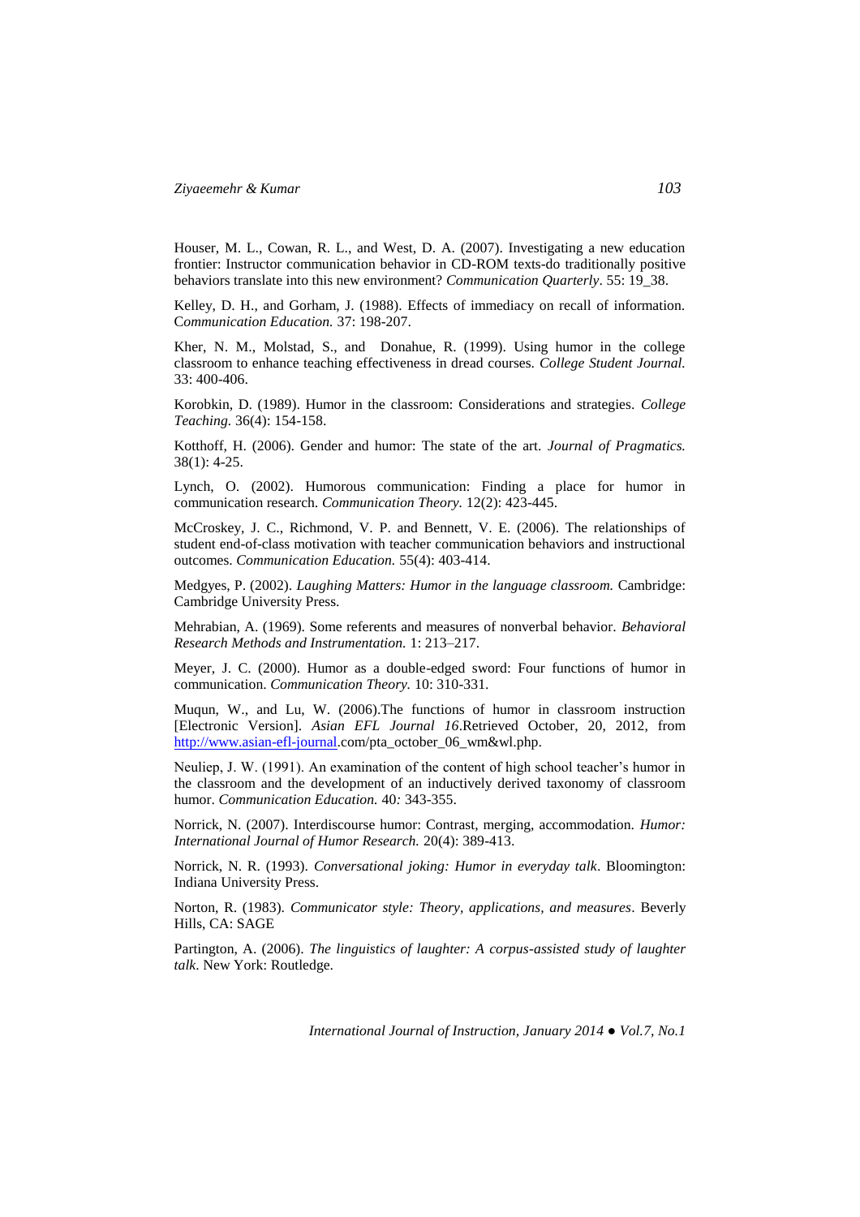Houser, M. L., Cowan, R. L., and West, D. A. (2007). Investigating a new education frontier: Instructor communication behavior in CD-ROM texts-do traditionally positive behaviors translate into this new environment? *Communication Quarterly*. 55: 19_38.

Kelley, D. H., and Gorham, J. (1988). Effects of immediacy on recall of information. *Communication Education.* 37: 198-207.

Kher, N. M., Molstad, S., and Donahue, R. (1999). Using humor in the college classroom to enhance teaching effectiveness in dread courses. *College Student Journal.* 33: 400-406.

Korobkin, D. (1989). Humor in the classroom: Considerations and strategies. *College Teaching.* 36(4): 154-158.

Kotthoff, H. (2006). Gender and humor: The state of the art. *Journal of Pragmatics.* 38(1): 4-25.

Lynch, O. (2002). Humorous communication: Finding a place for humor in communication research. *Communication Theory.* 12(2): 423-445.

McCroskey, J. C., Richmond, V. P. and Bennett, V. E. (2006). The relationships of student end-of-class motivation with teacher communication behaviors and instructional outcomes. *Communication Education.* 55(4): 403-414.

Medgyes, P. (2002). *Laughing Matters: Humor in the language classroom.* Cambridge: Cambridge University Press.

Mehrabian, A. (1969). Some referents and measures of nonverbal behavior. *Behavioral Research Methods and Instrumentation.* 1: 213–217.

Meyer, J. C. (2000). Humor as a double-edged sword: Four functions of humor in communication. *Communication Theory.* 10: 310-331.

Muqun, W., and Lu, W. (2006).The functions of humor in classroom instruction [Electronic Version]. *Asian EFL Journal 16*.Retrieved October, 20, 2012, from http://www.asian-efl-journal.com/pta_october_06_wm&wl.php.

Neuliep, J. W. (1991). An examination of the content of high school teacher's humor in the classroom and the development of an inductively derived taxonomy of classroom humor. *Communication Education.* 40*:* 343-355.

Norrick, N. (2007). Interdiscourse humor: Contrast, merging, accommodation. *Humor: International Journal of Humor Research.* 20(4): 389-413.

Norrick, N. R. (1993). *Conversational joking: Humor in everyday talk*. Bloomington: Indiana University Press.

Norton, R. (1983). *Communicator style: Theory, applications, and measures*. Beverly Hills, CA: SAGE

Partington, A. (2006). *The linguistics of laughter: A corpus-assisted study of laughter talk*. New York: Routledge.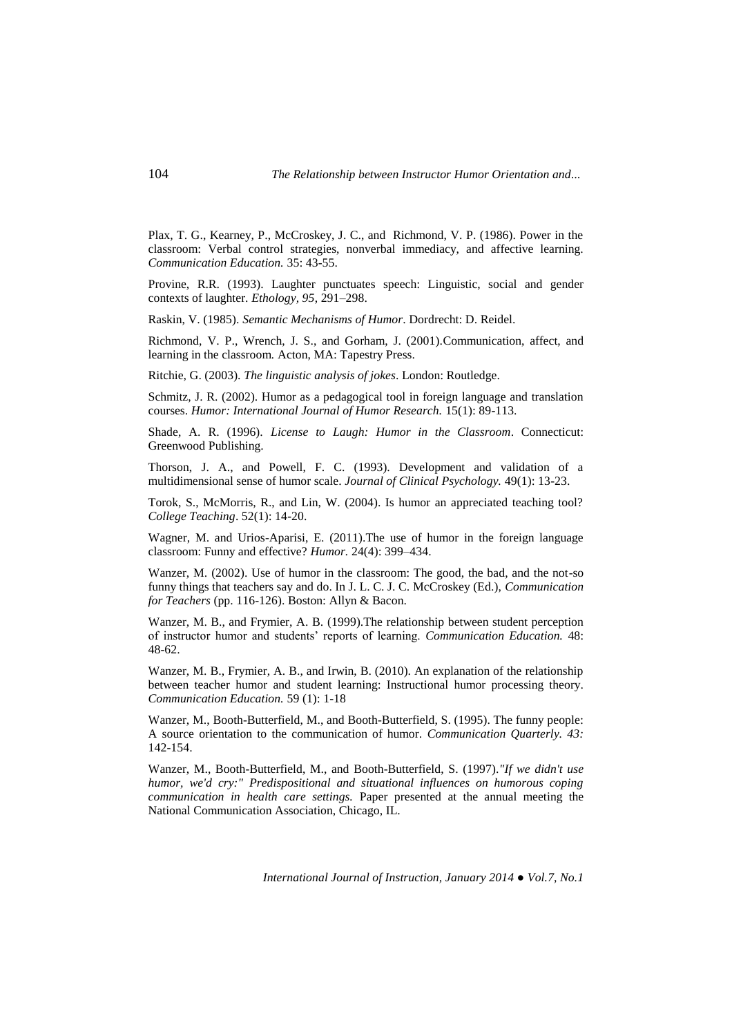Plax, T. G., Kearney, P., McCroskey, J. C., and Richmond, V. P. (1986). Power in the classroom: Verbal control strategies, nonverbal immediacy, and affective learning. *Communication Education.* 35: 43-55.

Provine, R.R. (1993). Laughter punctuates speech: Linguistic, social and gender contexts of laughter. *Ethology, 95*, 291–298.

Raskin, V. (1985). *Semantic Mechanisms of Humor*. Dordrecht: D. Reidel.

Richmond, V. P., Wrench, J. S., and Gorham, J. (2001).Communication, affect, and learning in the classroom*.* Acton, MA: Tapestry Press.

Ritchie, G. (2003). *The linguistic analysis of jokes*. London: Routledge.

Schmitz, J. R. (2002). Humor as a pedagogical tool in foreign language and translation courses. *Humor: International Journal of Humor Research.* 15(1): 89-113.

Shade, A. R. (1996). *License to Laugh: Humor in the Classroom*. Connecticut: Greenwood Publishing.

Thorson, J. A., and Powell, F. C. (1993). Development and validation of a multidimensional sense of humor scale. *Journal of Clinical Psychology.* 49(1): 13-23.

Torok, S., McMorris, R., and Lin, W. (2004). Is humor an appreciated teaching tool? *College Teaching*. 52(1): 14-20.

Wagner, M. and Urios-Aparisi, E. (2011).The use of humor in the foreign language classroom: Funny and effective? *Humor.* 24(4): 399–434.

Wanzer, M. (2002). Use of humor in the classroom: The good, the bad, and the not-so funny things that teachers say and do. In J. L. C. J. C. McCroskey (Ed.), *Communication for Teachers* (pp. 116-126). Boston: Allyn & Bacon.

Wanzer, M. B., and Frymier, A. B. (1999).The relationship between student perception of instructor humor and students' reports of learning. *Communication Education.* 48: 48-62.

Wanzer, M. B., Frymier, A. B., and Irwin, B. (2010). An explanation of the relationship between teacher humor and student learning: Instructional humor processing theory. *Communication Education.* 59 (1): 1-18

Wanzer, M., Booth-Butterfield, M., and Booth-Butterfield, S. (1995). The funny people: A source orientation to the communication of humor. *Communication Quarterly. 43:* 142-154.

Wanzer, M., Booth-Butterfield, M., and Booth-Butterfield, S. (1997).*"If we didn't use humor, we'd cry:" Predispositional and situational influences on humorous coping communication in health care settings.* Paper presented at the annual meeting the National Communication Association, Chicago, IL.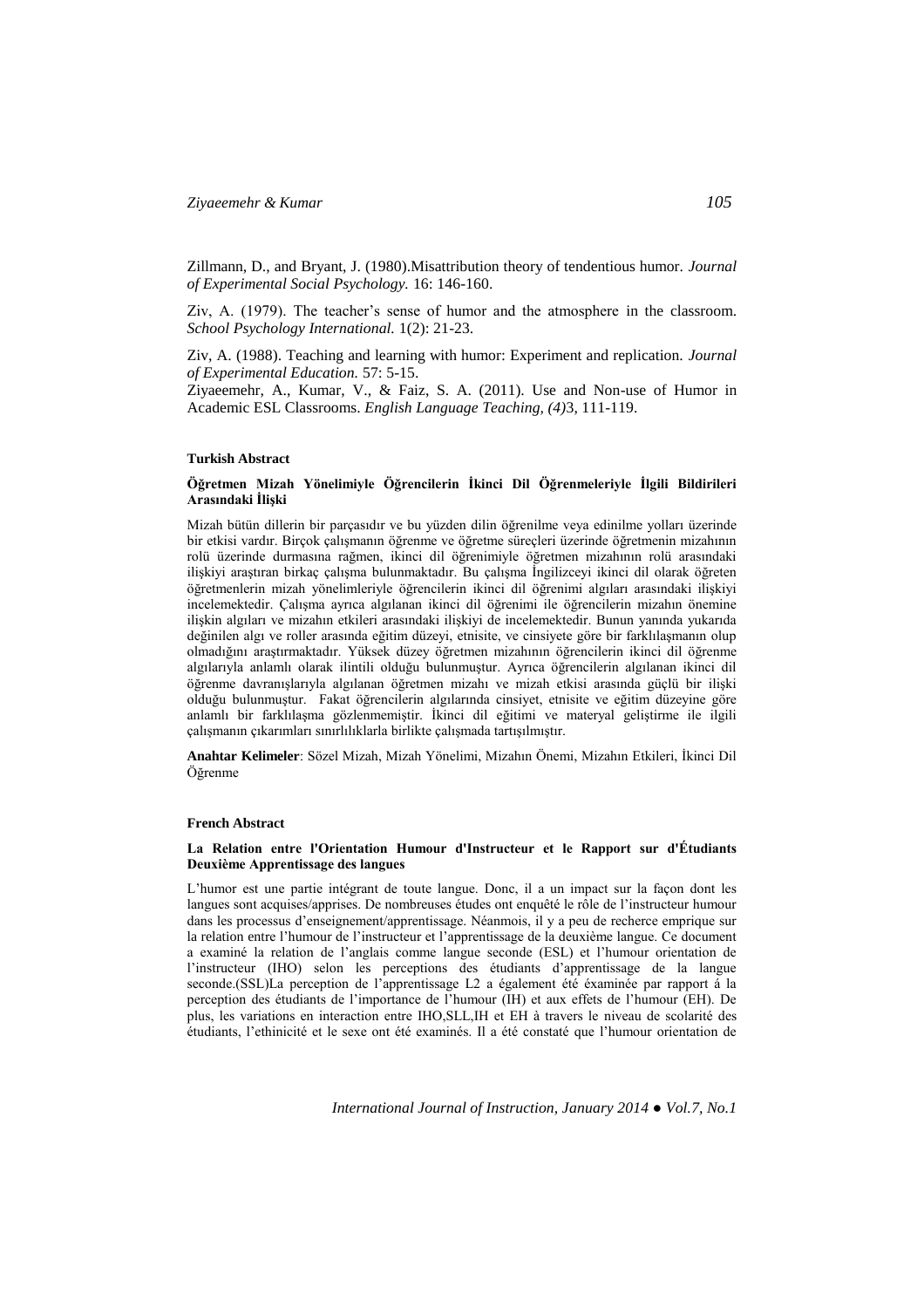Zillmann, D., and Bryant, J. (1980).Misattribution theory of tendentious humor. *Journal of Experimental Social Psychology.* 16: 146-160.

Ziv, A. (1979). The teacher's sense of humor and the atmosphere in the classroom. *School Psychology International.* 1(2): 21-23.

Ziv, A. (1988). Teaching and learning with humor: Experiment and replication. *Journal of Experimental Education.* 57: 5-15.

Ziyaeemehr, A., Kumar, V., & Faiz, S. A. (2011). Use and Non-use of Humor in Academic ESL Classrooms. *English Language Teaching, (4)*3, 111-119.

#### Turkish Abstract

**Öğretmen Mizah Yönelimiyle Öğrencilerin İkinci Dil Öğrenmeleriyle İlgili Bildirileri Arasındaki İlişki**

Mizah bütün dillerin bir parçasıdır ve bu yüzden dilin öğrenilme veya edinilme yolları üzerinde bir etkisi vardır. Birçok çalışmanın öğrenme ve öğretme süreçleri üzerinde öğretmenin mizahının rolü üzerinde durmasına rağmen, ikinci dil öğrenimiyle öğretmen mizahının rolü arasındaki ilişkiyi araştıran birkaç çalışma bulunmaktadır. Bu çalışma İngilizceyi ikinci dil olarak öğreten öğretmenlerin mizah yönelimleriyle öğrencilerin ikinci dil öğrenimi algıları arasındaki ilişkiyi incelemektedir. Çalışma ayrıca algılanan ikinci dil öğrenimi ile öğrencilerin mizahın önemine ilişkin algıları ve mizahın etkileri arasındaki ilişkiyi de incelemektedir. Bunun yanında yukarıda değinilen algı ve roller arasında eğitim düzeyi, etnisite, ve cinsiyete göre bir farklılaşmanın olup olmadığını araştırmaktadır. Yüksek düzey öğretmen mizahının öğrencilerin ikinci dil öğrenme algılarıyla anlamlı olarak ilintili olduğu bulunmuştur. Ayrıca öğrencilerin algılanan ikinci dil öğrenme davranışlarıyla algılanan öğretmen mizahı ve mizah etkisi arasında güçlü bir ilişki olduğu bulunmuştur. Fakat öğrencilerin algılarında cinsiyet, etnisite ve eğitim düzeyine göre anlamlı bir farklılaşma gözlenmemiştir. İkinci dil eğitimi ve materyal geliştirme ile ilgili çalışmanın çıkarımları sınırlılıklarla birlikte çalışmada tartışılmıştır.

**Anahtar Kelimeler**: Sözel Mizah, Mizah Yönelimi, Mizahın Önemi, Mizahın Etkileri, İkinci Dil Öğrenme

#### French Abstract

**La Relation entre l'Orientation Humour d'Instructeur et le Rapport sur d'Étudiants Deuxième Apprentissage des langues**

L'humor est une partie intégrant de toute langue. Donc, il a un impact sur la façon dont les langues sont acquises/apprises. De nombreuses études ont enquêté le rôle de l'instructeur humour dans les processus d'enseignement/apprentissage. Néanmois, il y a peu de recherce emprique sur la relation entre l'humour de l'instructeur et l'apprentissage de la deuxième langue. Ce document a examiné la relation de l'anglais comme langue seconde (ESL) et l'humour orientation de l'instructeur (IHO) selon les perceptions des étudiants d'apprentissage de la langue seconde.(SSL)La perception de l'apprentissage L2 a également été éxaminée par rapport á la perception des étudiants de l'importance de l'humour (IH) et aux effets de l'humour (EH). De plus, les variations en interaction entre IHO,SLL,IH et EH à travers le niveau de scolarité des étudiants, l'ethinicité et le sexe ont été examinés. Il a été constaté que l'humour orientation de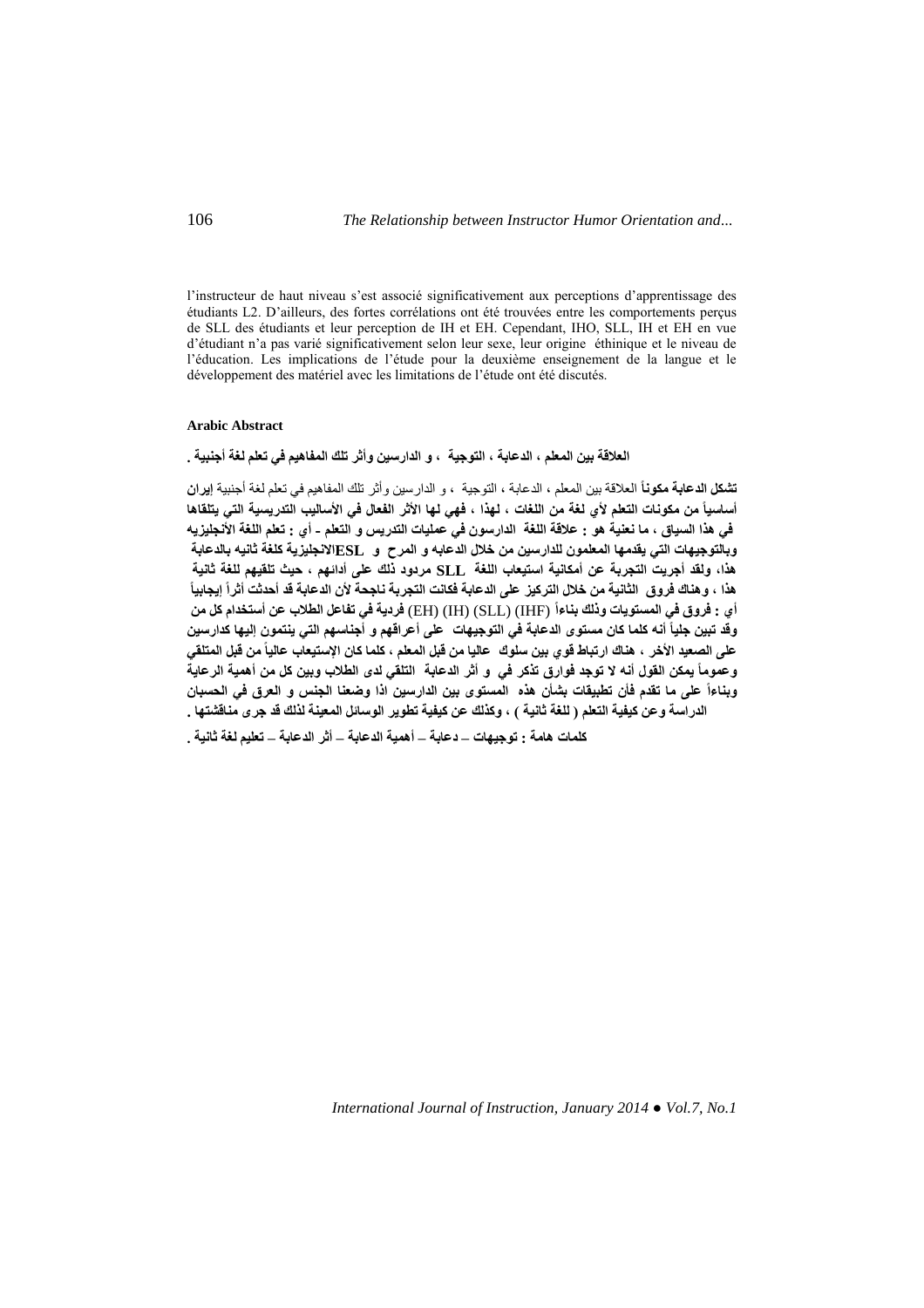l'instructeur de haut niveau s'est associé significativement aux perceptions d'apprentissage des étudiants L2. D'ailleurs, des fortes corrélations ont été trouvées entre les comportements perçus de SLL des étudiants et leur perception de IH et EH. Cependant, IHO, SLL, IH et EH en vue d'étudiant n'a pas varié significativement selon leur sexe, leur origine éthinique et le niveau de l'éducation. Les implications de l'étude pour la deuxième enseignement de la langue et le développement des matériel avec les limitations de l'étude ont été discutés.

**Arabic Abstract**

**العلاقة بين المعلم ، الدعابة ، التوجية ، و الدارسين وأثر تلك المفاهيم في تعلم لغة أجنبية .**

**تشكل الدعابة مكوناً** العلاقة بين المعلم ، الدعابة ، التوجية ، و الدارسين وأثر تلك المفاهيم في تعلم لغة أجنبية **إيران أساسياً من مكونات التعلم لأي لغة من اللغات ، لهذا ، فهي لها الأثر الفعال في الأساليب التدريسية التي يتلقاها في هذا السياق ، ما نعنية هو : علاقة اللغة الدارسون في عمليات التدريس و التعلم - أي : تعلم اللغة الأنجليزيه وبالتوجيهات التي يقدمها المعلمون للدارسين من خلال الدعابه و المرح و ESLالانجليزية كلغة ثانيه بالدعابة هذا، ولقد أجريت التجربة عن أمكانية استيعاب اللغة SLL مردود ذلك على أدائهم ، حيث تلقيهم للغة ثانية هذا ، وهناك فروق الثانية من خلال التركيز على الدعابة فكانت التجربة ناجحة لأن الدعابة قد أحدثت أثراً إيجابياً أي : فروق في المستويات وذلك بناءاً (IHF) (SLL) (IH) (EH) فردية في تفاعل الطلاب عن أستخدام كل من وقد تبين جلياً أنه كلما كان مستوى الدعابة في التوجيهات على أعراقهم و أجناسهم التي ينتمون إليها كدارسين على الصعيد الأخر ، هناك ارتباط قوي بين سلوك عاليا من قبل المعلم ، كلما كان الإستيعاب عالياً من قبل المتلقي وعموماً يمكن القول أنه لا توجد فوارق تذكر في و أثر الدعابة التلقي لدى الطلاب وبين كل من أهمية الرعاية وبناءاً على ما تقدم فأن تطبيقات بشأن هذه المستوى بين الدارسين اذا وضعنا الجنس و العرق في الحسبان الدراسة وعن كيفية التعلم ( للغة ثانية ) ، وكذلك عن كيفية تطوير الوسائل المعينة لذلك قد جرى مناقشتها .**

**كلمات هامة : توجيهات – دعابة – أهمية الدعابة – أثر الدعابة – تعليم لغة ثانية .**